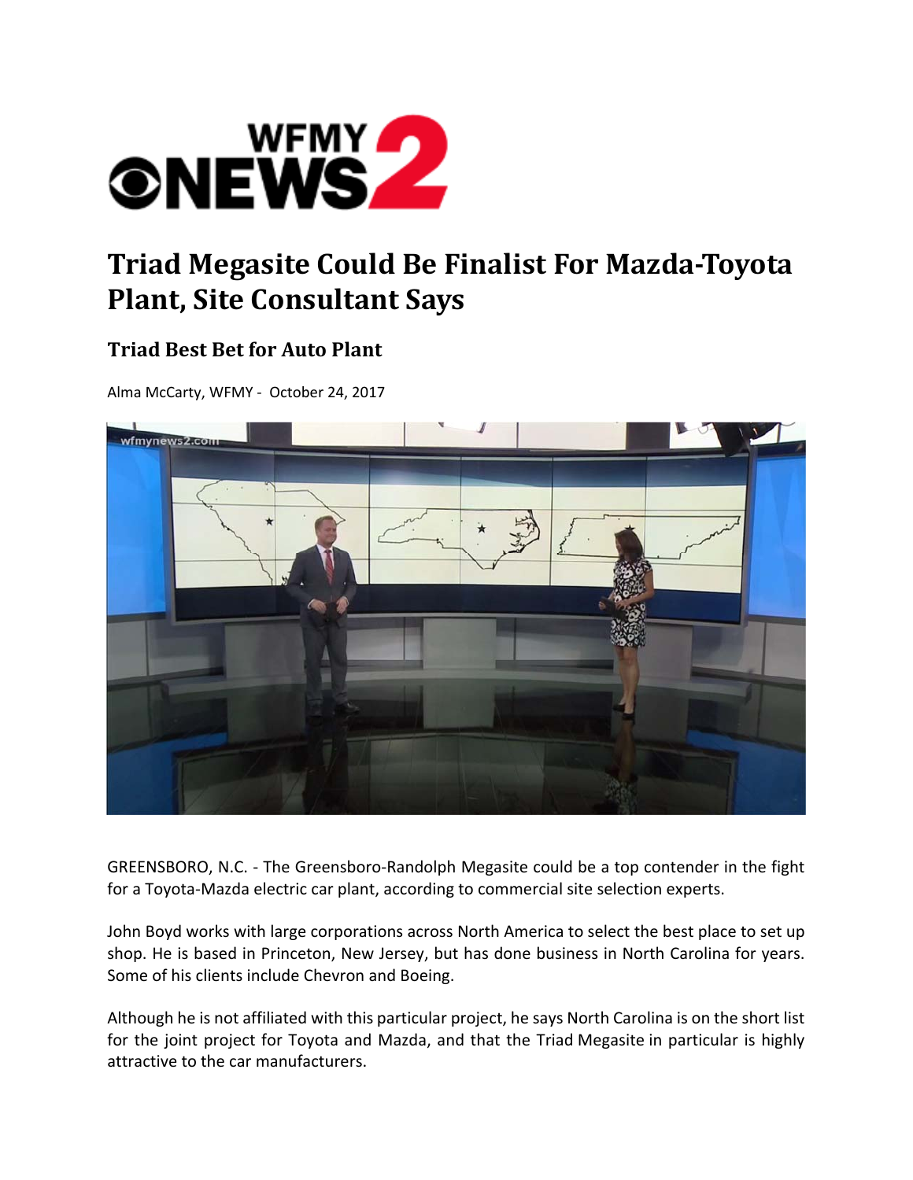# Triad Megasite Could Be Finalist For Mazda-Toyota Plant, Site Consultant Says

## Triad Best Bet for Auto Plant

Alma McCarty, WFMY - October 24, 2017

GREENSBORO, N.C. - The Greensboro-Randolph Megasite could be a top contender in the fight for a Toyota-Mazda electric car plant, according to commercial site selection experts.

John Boyd works with large corporations across North America to select the best place to set up shop. He is based in Princeton, New Jersey, but has done business in North Carolina for years. Some of his clients include Chevron and Boeing.

Although he is not affiliated with this particular project, he says North Carolina is on the short list for the joint project for Toyota and Mazda, and that the Triad Megasite in particular is highly attractive to the car manufacturers.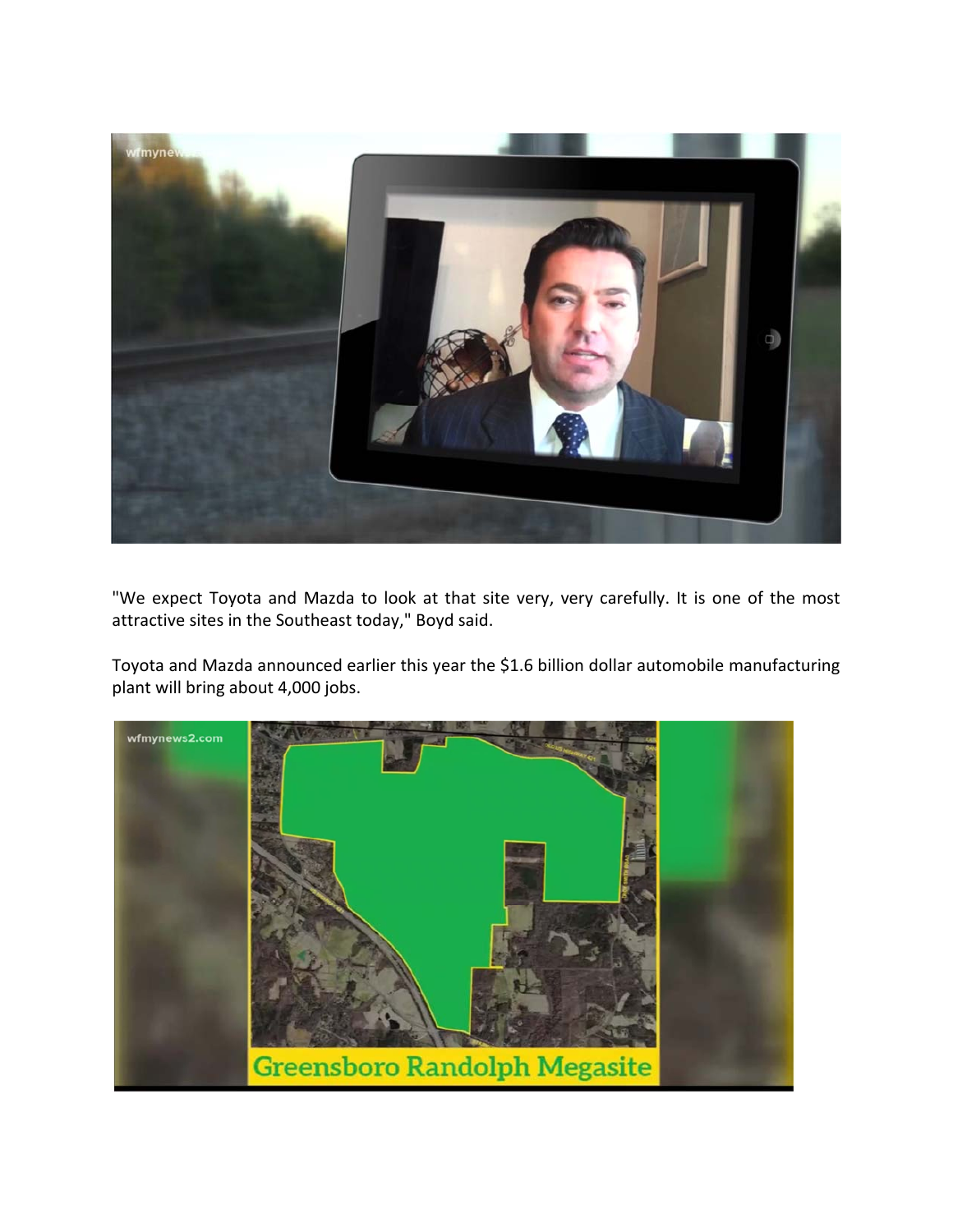"We expect Toyota and Mazda to look at that site very, very carefully. It is one of the most attractive sites in the Southeast today," Boyd said.

Toyota and Mazda announced earlier this year the $1.6 billion dollar automobile manufacturing plant will bring about 4,000 jobs.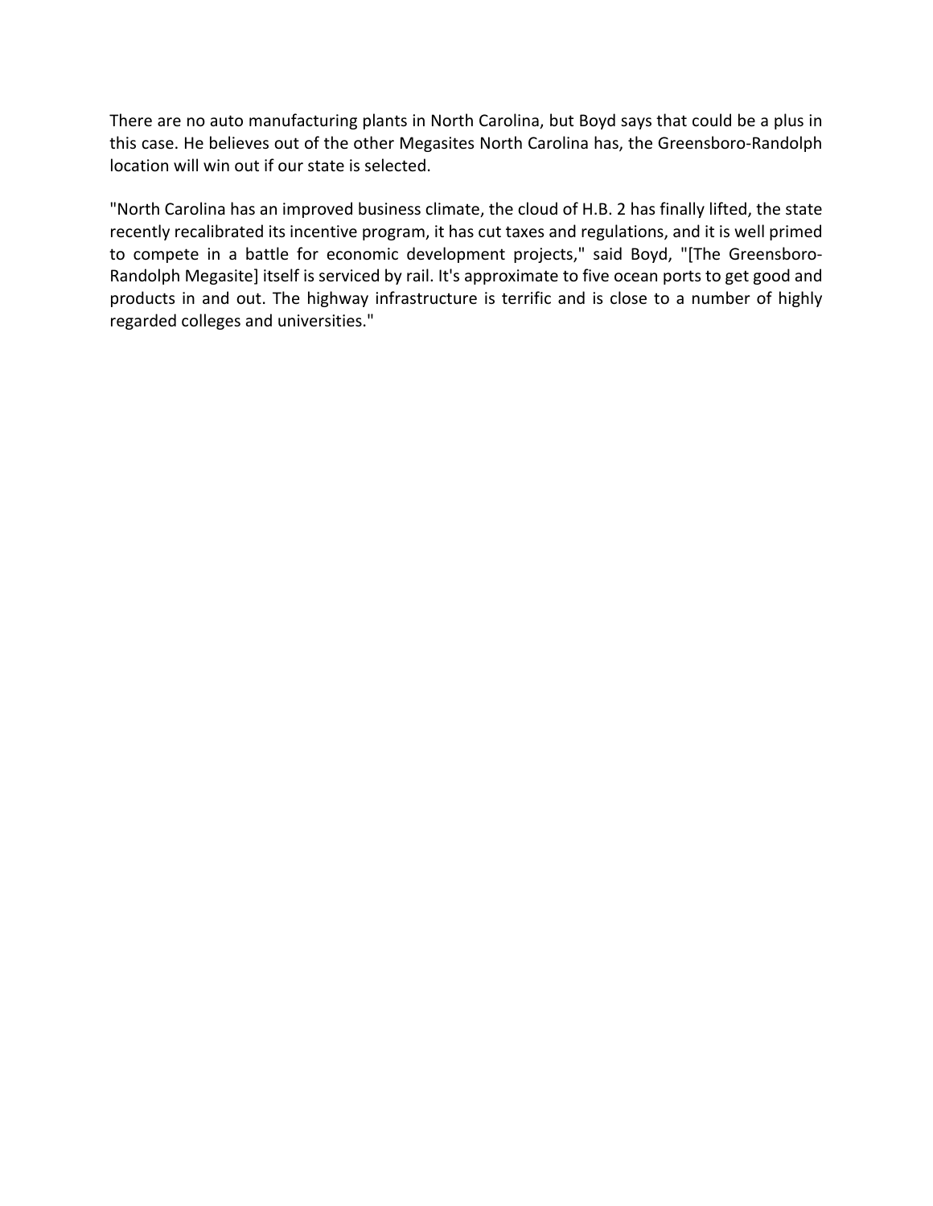There are no auto manufacturing plants in North Carolina, but Boyd says that could be a plus in this case. He believes out of the other Megasites North Carolina has, the Greensboro-Randolph location will win out if our state is selected.

"North Carolina has an improved business climate, the cloud of H.B. 2 has finally lifted, the state recently recalibrated its incentive program, it has cut taxes and regulations, and it is well primed to compete in a battle for economic development projects," said Boyd, "[The Greensboro-Randolph Megasite] itself is serviced by rail. It's approximate to five ocean ports to get good and products in and out. The highway infrastructure is terrific and is close to a number of highly regarded colleges and universities."